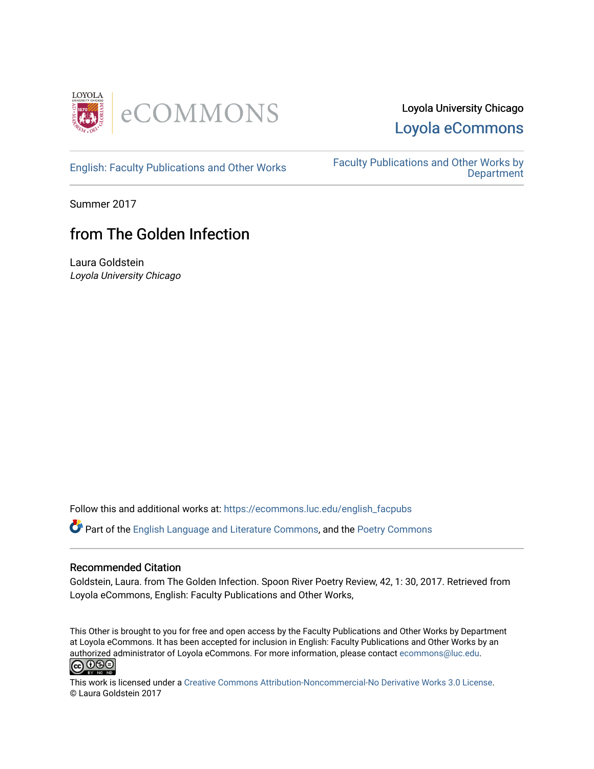Loyola University Chicago

Loyola eCommons

English: Faculty Publications and Other Works

Faculty Publications and Other Works by Department

Summer 2017

# from The Golden Infection

Laura Goldstein

*Loyola University Chicago*

Follow this and additional works at: https://ecommons.luc.edu/english_facpubs

Part of the English Language and Literature Commons, and the Poetry Commons

## Recommended Citation

Goldstein, Laura. from The Golden Infection. Spoon River Poetry Review, 42, 1: 30, 2017. Retrieved from Loyola eCommons, English: Faculty Publications and Other Works,

This Other is brought to you for free and open access by the Faculty Publications and Other Works by Department at Loyola eCommons. It has been accepted for inclusion in English: Faculty Publications and Other Works by an authorized administrator of Loyola eCommons. For more information, please contact ecommons@luc.edu.

This work is licensed under a Creative Commons Attribution-Noncommercial-No Derivative Works 3.0 License.
© Laura Goldstein 2017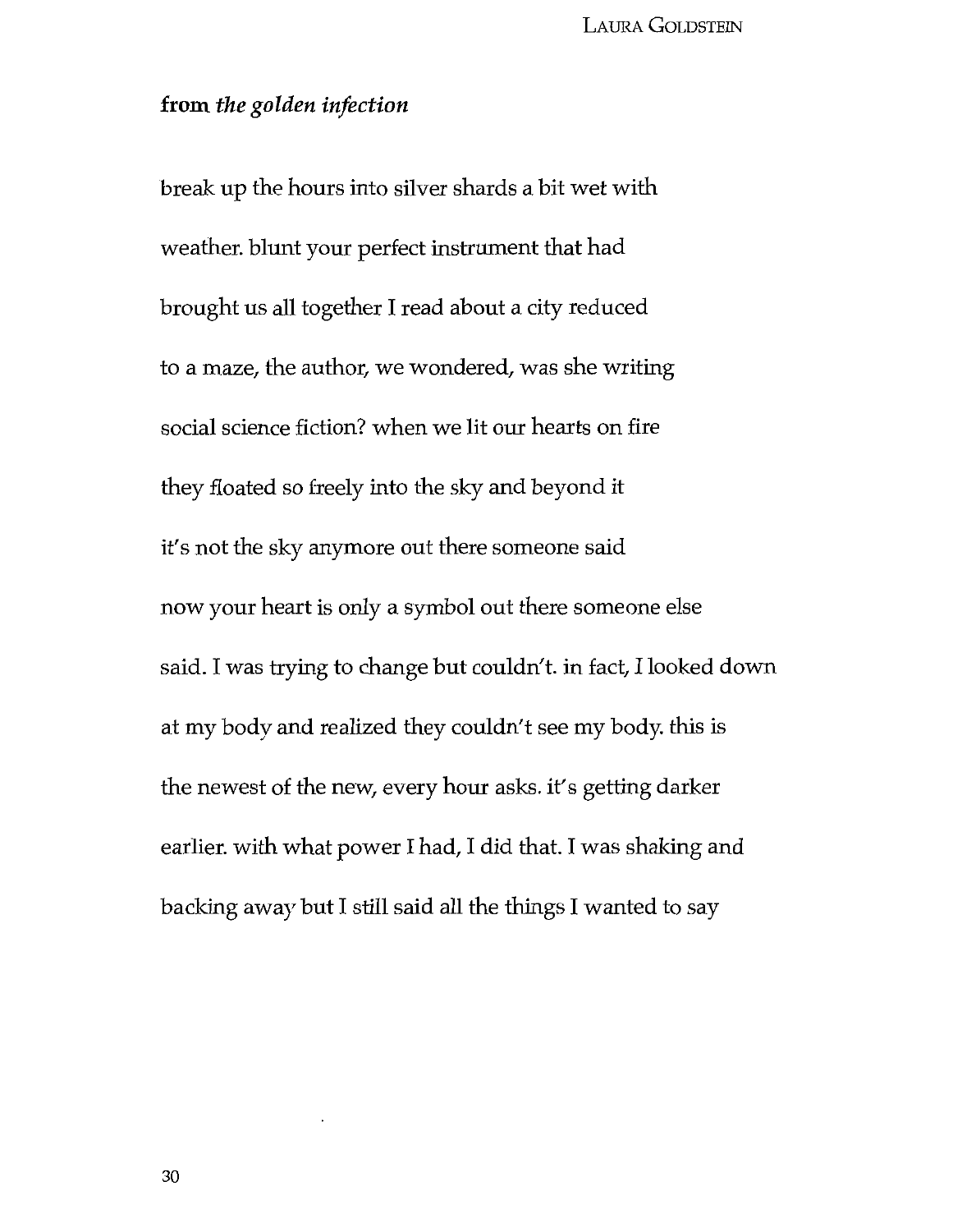**from *the golden infection***

break up the hours into silver shards a bit wet with
weather. blunt your perfect instrument that had
brought us all together I read about a city reduced
to a maze, the author, we wondered, was she writing
social science fiction? when we lit our hearts on fire
they floated so freely into the sky and beyond it
it's not the sky anymore out there someone said
now your heart is only a symbol out there someone else
said. I was trying to change but couldn't. in fact, I looked down
at my body and realized they couldn't see my body. this is
the newest of the new, every hour asks. it's getting darker
earlier. with what power I had, I did that. I was shaking and
backing away but I still said all the things I wanted to say